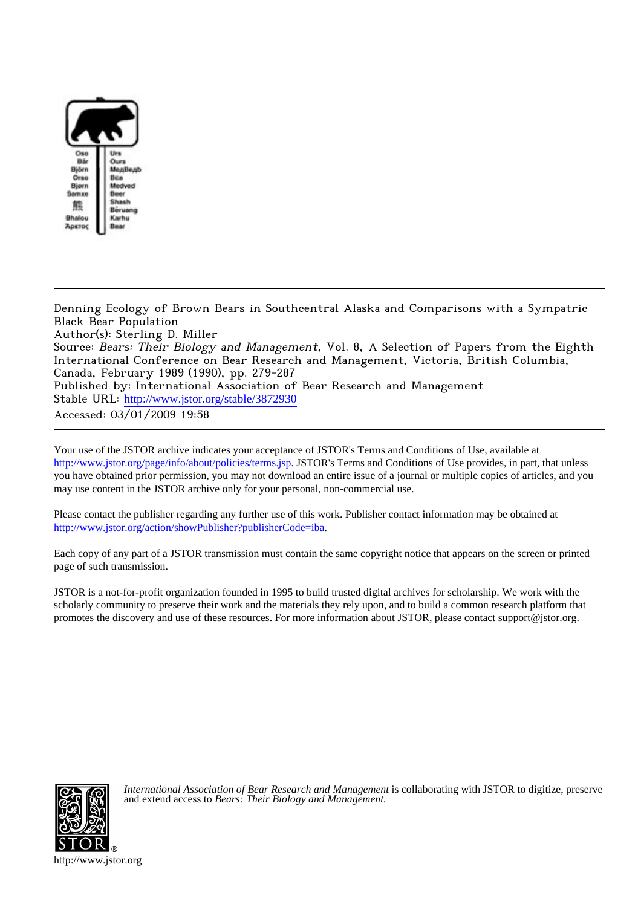Denning Ecology of Brown Bears in Southcentral Alaska and Comparisons with a Sympatric Black Bear Population
Author(s): Sterling D. Miller
Source: *Bears: Their Biology and Management*, Vol. 8, A Selection of Papers from the Eighth International Conference on Bear Research and Management, Victoria, British Columbia, Canada, February 1989 (1990), pp. 279-287
Published by: International Association of Bear Research and Management
Stable URL: http://www.jstor.org/stable/3872930
Accessed: 03/01/2009 19:58

Your use of the JSTOR archive indicates your acceptance of JSTOR's Terms and Conditions of Use, available at http://www.jstor.org/page/info/about/policies/terms.jsp. JSTOR's Terms and Conditions of Use provides, in part, that unless you have obtained prior permission, you may not download an entire issue of a journal or multiple copies of articles, and you may use content in the JSTOR archive only for your personal, non-commercial use.

Please contact the publisher regarding any further use of this work. Publisher contact information may be obtained at http://www.jstor.org/action/showPublisher?publisherCode=iba.

Each copy of any part of a JSTOR transmission must contain the same copyright notice that appears on the screen or printed page of such transmission.

JSTOR is a not-for-profit organization founded in 1995 to build trusted digital archives for scholarship. We work with the scholarly community to preserve their work and the materials they rely upon, and to build a common research platform that promotes the discovery and use of these resources. For more information about JSTOR, please contact support@jstor.org.

*International Association of Bear Research and Management* is collaborating with JSTOR to digitize, preserve and extend access to *Bears: Their Biology and Management.*

http://www.jstor.org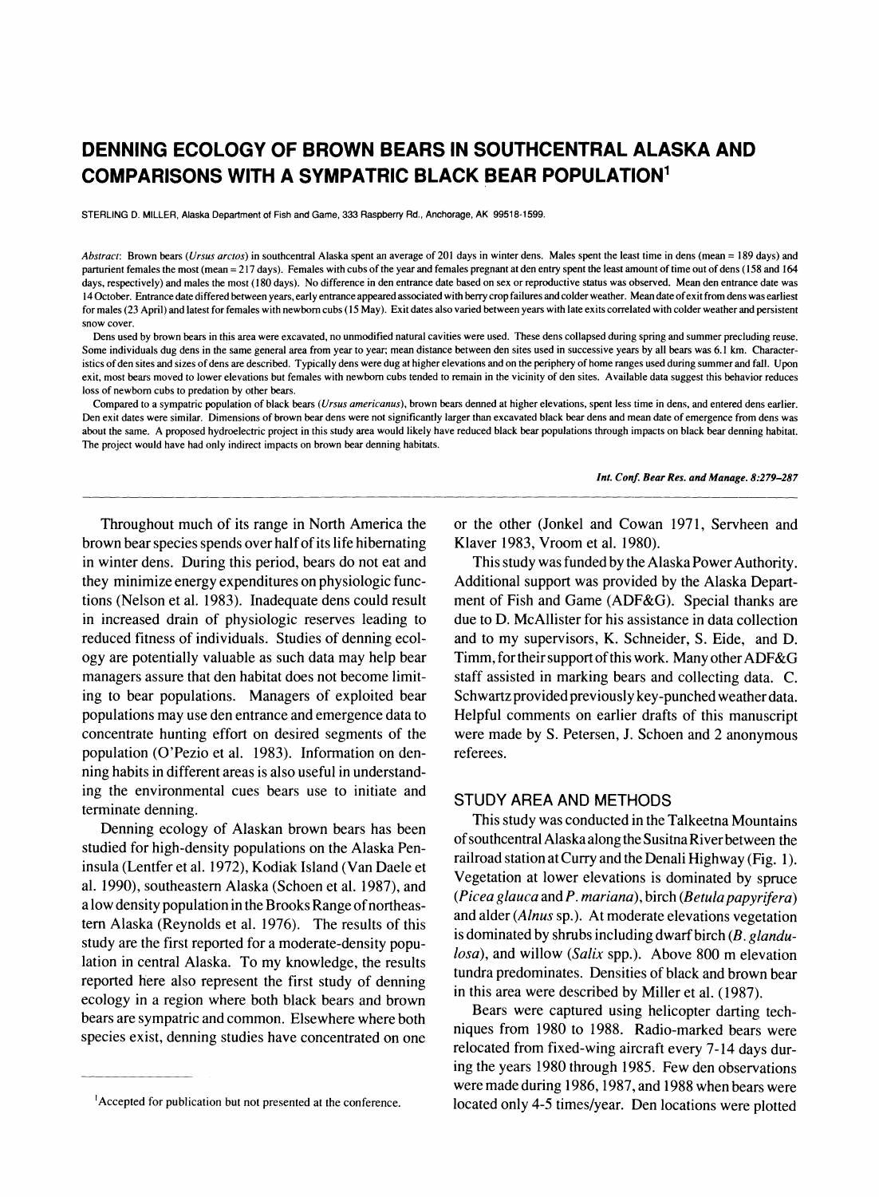# DENNING ECOLOGY OF BROWN BEARS IN SOUTHCENTRAL ALASKA AND COMPARISONS WITH A SYMPATRIC BLACK BEAR POPULATION[1]

STERLING D. MILLER, Alaska Department of Fish and Game, 333 Raspberry Rd., Anchorage, AK 99518-1599.

*Abstract*: Brown bears (*Ursus arctos*) in southcentral Alaska spent an average of 201 days in winter dens. Males spent the least time in dens (mean = 189 days) and parturient females the most (mean = 217 days). Females with cubs of the year and females pregnant at den entry spent the least amount of time out of dens (158 and 164 days, respectively) and males the most (180 days). No difference in den entrance date based on sex or reproductive status was observed. Mean den entrance date was 14 October. Entrance date differed between years, early entrance appeared associated with berry crop failures and colder weather. Mean date of exit from dens was earliest for males (23 April) and latest for females with newborn cubs (15 May). Exit dates also varied between years with late exits correlated with colder weather and persistent snow cover.

Dens used by brown bears in this area were excavated, no unmodified natural cavities were used. These dens collapsed during spring and summer precluding reuse. Some individuals dug dens in the same general area from year to year; mean distance between den sites used in successive years by all bears was 6.1 km. Characteristics of den sites and sizes of dens are described. Typically dens were dug at higher elevations and on the periphery of home ranges used during summer and fall. Upon exit, most bears moved to lower elevations but females with newborn cubs tended to remain in the vicinity of den sites. Available data suggest this behavior reduces loss of newborn cubs to predation by other bears.

Compared to a sympatric population of black bears (*Ursus americanus*), brown bears denned at higher elevations, spent less time in dens, and entered dens earlier. Den exit dates were similar. Dimensions of brown bear dens were not significantly larger than excavated black bear dens and mean date of emergence from dens was about the same. A proposed hydroelectric project in this study area would likely have reduced black bear populations through impacts on black bear denning habitat. The project would have had only indirect impacts on brown bear denning habitats.

Throughout much of its range in North America the brown bear species spends over half of its life hibernating in winter dens. During this period, bears do not eat and they minimize energy expenditures on physiologic functions (Nelson et al. 1983). Inadequate dens could result in increased drain of physiologic reserves leading to reduced fitness of individuals. Studies of denning ecology are potentially valuable as such data may help bear managers assure that den habitat does not become limiting to bear populations. Managers of exploited bear populations may use den entrance and emergence data to concentrate hunting effort on desired segments of the population (O'Pezio et al. 1983). Information on denning habits in different areas is also useful in understanding the environmental cues bears use to initiate and terminate denning.

Denning ecology of Alaskan brown bears has been studied for high-density populations on the Alaska Peninsula (Lentfer et al. 1972), Kodiak Island (Van Daele et al. 1990), southeastern Alaska (Schoen et al. 1987), and a low density population in the Brooks Range of northeastern Alaska (Reynolds et al. 1976). The results of this study are the first reported for a moderate-density population in central Alaska. To my knowledge, the results reported here also represent the first study of denning ecology in a region where both black bears and brown bears are sympatric and common. Elsewhere where both species exist, denning studies have concentrated on one or the other (Jonkel and Cowan 1971, Servheen and Klaver 1983, Vroom et al. 1980).

This study was funded by the Alaska Power Authority. Additional support was provided by the Alaska Department of Fish and Game (ADF&G). Special thanks are due to D. McAllister for his assistance in data collection and to my supervisors, K. Schneider, S. Eide, and D. Timm, for their support of this work. Many other ADF&G staff assisted in marking bears and collecting data. C. Schwartz provided previously key-punched weather data. Helpful comments on earlier drafts of this manuscript were made by S. Petersen, J. Schoen and 2 anonymous referees.

## STUDY AREA AND METHODS

This study was conducted in the Talkeetna Mountains of southcentral Alaska along the Susitna River between the railroad station at Curry and the Denali Highway (Fig. 1). Vegetation at lower elevations is dominated by spruce (*Picea glauca* and *P. mariana*), birch (*Betula papyrifera*) and alder (*Alnus* sp.). At moderate elevations vegetation is dominated by shrubs including dwarf birch (*B. glandulosa*), and willow (*Salix* spp.). Above 800 m elevation tundra predominates. Densities of black and brown bear in this area were described by Miller et al. (1987).

Bears were captured using helicopter darting techniques from 1980 to 1988. Radio-marked bears were relocated from fixed-wing aircraft every 7-14 days during the years 1980 through 1985. Few den observations were made during 1986, 1987, and 1988 when bears were located only 4-5 times/year. Den locations were plotted

[1]Accepted for publication but not presented at the conference.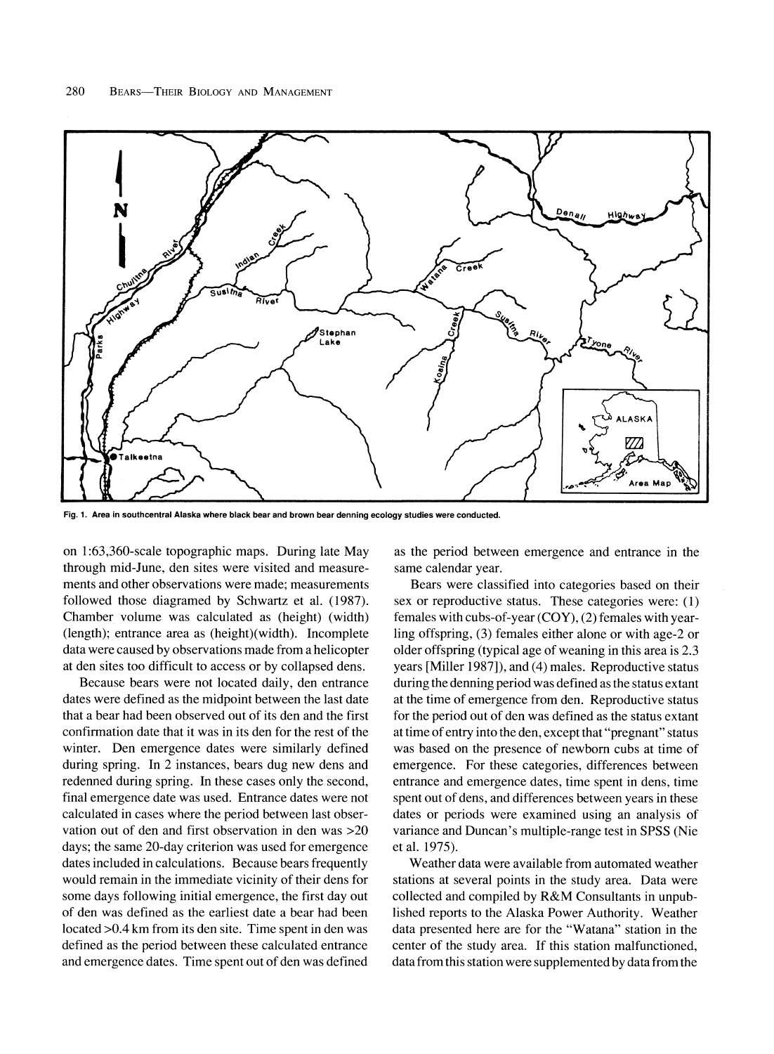N

Chulitna River

Parks Highway

Indian Creek

Susitna River

Stephan Lake

Watana Creek

Kosina Creek

Susitna River

Denali Highway

Tyone River

Talkeetna

ALASKA

Area Map

Fig. 1. Area in southcentral Alaska where black bear and brown bear denning ecology studies were conducted.

on 1:63,360-scale topographic maps. During late May through mid-June, den sites were visited and measurements and other observations were made; measurements followed those diagramed by Schwartz et al. (1987). Chamber volume was calculated as (height) (width) (length); entrance area as (height)(width). Incomplete data were caused by observations made from a helicopter at den sites too difficult to access or by collapsed dens.

Because bears were not located daily, den entrance dates were defined as the midpoint between the last date that a bear had been observed out of its den and the first confirmation date that it was in its den for the rest of the winter. Den emergence dates were similarly defined during spring. In 2 instances, bears dug new dens and redenned during spring. In these cases only the second, final emergence date was used. Entrance dates were not calculated in cases where the period between last observation out of den and first observation in den was >20 days; the same 20-day criterion was used for emergence dates included in calculations. Because bears frequently would remain in the immediate vicinity of their dens for some days following initial emergence, the first day out of den was defined as the earliest date a bear had been located >0.4 km from its den site. Time spent in den was defined as the period between these calculated entrance and emergence dates. Time spent out of den was defined as the period between emergence and entrance in the same calendar year.

Bears were classified into categories based on their sex or reproductive status. These categories were: (1) females with cubs-of-year (COY), (2) females with yearling offspring, (3) females either alone or with age-2 or older offspring (typical age of weaning in this area is 2.3 years [Miller 1987]), and (4) males. Reproductive status during the denning period was defined as the status extant at the time of emergence from den. Reproductive status for the period out of den was defined as the status extant at time of entry into the den, except that "pregnant" status was based on the presence of newborn cubs at time of emergence. For these categories, differences between entrance and emergence dates, time spent in dens, time spent out of dens, and differences between years in these dates or periods were examined using an analysis of variance and Duncan's multiple-range test in SPSS (Nie et al. 1975).

Weather data were available from automated weather stations at several points in the study area. Data were collected and compiled by R&M Consultants in unpublished reports to the Alaska Power Authority. Weather data presented here are for the "Watana" station in the center of the study area. If this station malfunctioned, data from this station were supplemented by data from the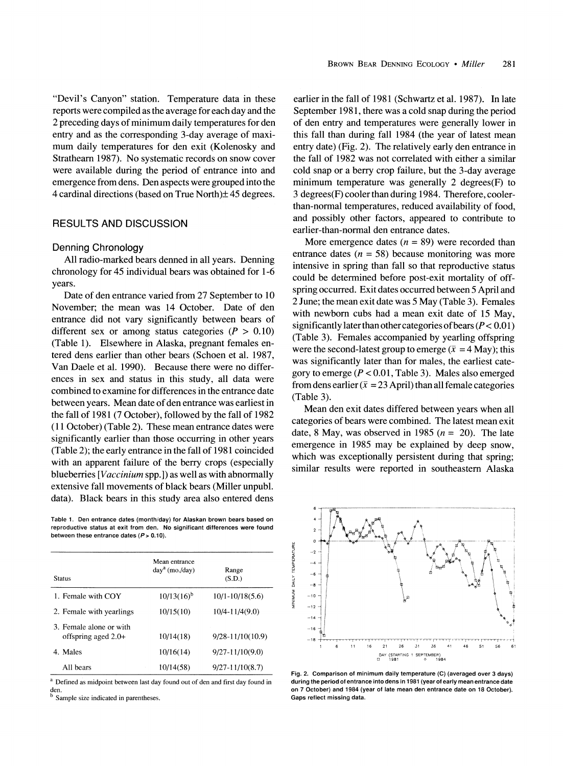"Devil's Canyon" station. Temperature data in these reports were compiled as the average for each day and the 2 preceding days of minimum daily temperatures for den entry and as the corresponding 3-day average of maximum daily temperatures for den exit (Kolenosky and Strathearn 1987). No systematic records on snow cover were available during the period of entrance into and emergence from dens. Den aspects were grouped into the 4 cardinal directions (based on True North)± 45 degrees.

## RESULTS AND DISCUSSION

### Denning Chronology

All radio-marked bears denned in all years. Denning chronology for 45 individual bears was obtained for 1-6 years.

Date of den entrance varied from 27 September to 10 November; the mean was 14 October. Date of den entrance did not vary significantly between bears of different sex or among status categories ($P$ > 0.10) (Table 1). Elsewhere in Alaska, pregnant females entered dens earlier than other bears (Schoen et al. 1987, Van Daele et al. 1990). Because there were no differences in sex and status in this study, all data were combined to examine for differences in the entrance date between years. Mean date of den entrance was earliest in the fall of 1981 (7 October), followed by the fall of 1982 (11 October) (Table 2). These mean entrance dates were significantly earlier than those occurring in other years (Table 2); the early entrance in the fall of 1981 coincided with an apparent failure of the berry crops (especially blueberries [*Vaccinium* spp.]) as well as with abnormally extensive fall movements of black bears (Miller unpubl. data). Black bears in this study area also entered dens earlier in the fall of 1981 (Schwartz et al. 1987). In late September 1981, there was a cold snap during the period of den entry and temperatures were generally lower in this fall than during fall 1984 (the year of latest mean entry date) (Fig. 2). The relatively early den entrance in the fall of 1982 was not correlated with either a similar cold snap or a berry crop failure, but the 3-day average minimum temperature was generally 2 degrees(F) to 3 degrees(F) cooler than during 1984. Therefore, cooler-than-normal temperatures, reduced availability of food, and possibly other factors, appeared to contribute to earlier-than-normal den entrance dates.

More emergence dates ($n$ = 89) were recorded than entrance dates ($n$ = 58) because monitoring was more intensive in spring than fall so that reproductive status could be determined before post-exit mortality of offspring occurred. Exit dates occurred between 5 April and 2 June; the mean exit date was 5 May (Table 3). Females with newborn cubs had a mean exit date of 15 May, significantly later than other categories of bears ($P$ < 0.01) (Table 3). Females accompanied by yearling offspring were the second-latest group to emerge ($\bar{x}$ = 4 May); this was significantly later than for males, the earliest category to emerge ($P$ < 0.01, Table 3). Males also emerged from dens earlier ($\bar{x}$ = 23 April) than all female categories (Table 3).

Mean den exit dates differed between years when all categories of bears were combined. The latest mean exit date, 8 May, was observed in 1985 ($n$ = 20). The late emergence in 1985 may be explained by deep snow, which was exceptionally persistent during that spring; similar results were reported in southeastern Alaska

Table 1. Den entrance dates (month/day) for Alaskan brown bears based on reproductive status at exit from den. No significant differences were found between these entrance dates ($P$ > 0.10).

| Status | Mean entrance day[a] (mo./day) | Range (S.D.) |
|---|---|---|
| 1. Female with COY | 10/13(16)[b] | 10/1-10/18(5.6) |
| 2. Female with yearlings | 10/15(10) | 10/4-11/4(9.0) |
| 3. Female alone or with offspring aged 2.0+ | 10/14(18) | 9/28-11/10(10.9) |
| 4. Males | 10/16(14) | 9/27-11/10(9.0) |
| All bears | 10/14(58) | 9/27-11/10(8.7) |

[a] Defined as midpoint between last day found out of den and first day found in den.
[b] Sample size indicated in parentheses.

Fig. 2. Comparison of minimum daily temperature (C) (averaged over 3 days) during the period of entrance into dens in 1981 (year of early mean entrance date on 7 October) and 1984 (year of late mean den entrance date on 18 October). Gaps reflect missing data.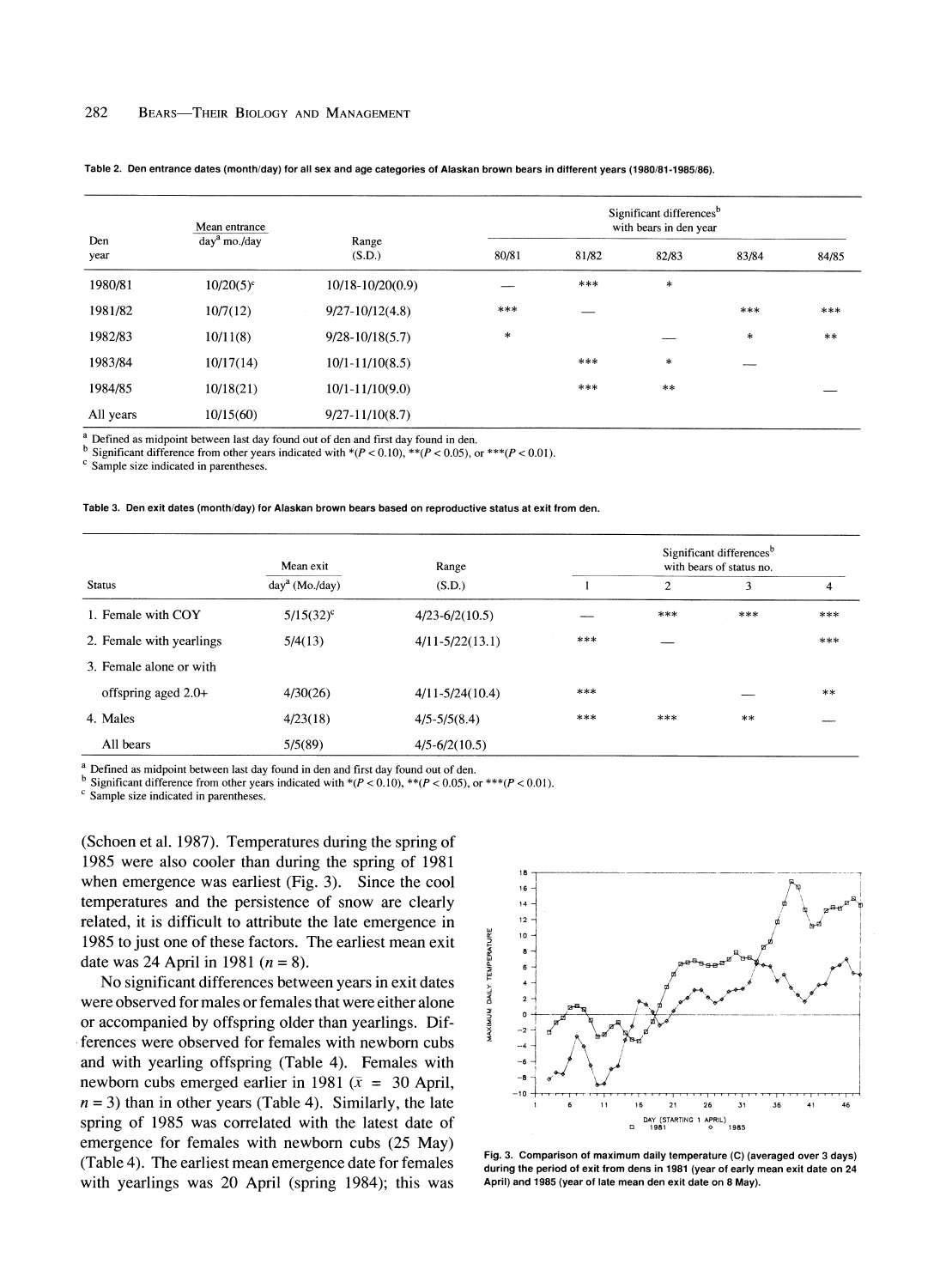**Table 2. Den entrance dates (month/day) for all sex and age categories of Alaskan brown bears in different years (1980/81-1985/86).**

| Den year | Mean entrance day[a] mo./day | Range (S.D.) | Significant differences[b] with bears in den year | | | | |
|---|---|---|---|---|---|---|---|
| | | | 80/81 | 81/82 | 82/83 | 83/84 | 84/85 |
| 1980/81 | 10/20(5)[c] | 10/18-10/20(0.9) | — | *** | * | | |
| 1981/82 | 10/7(12) | 9/27-10/12(4.8) | *** | — | | *** | *** |
| 1982/83 | 10/11(8) | 9/28-10/18(5.7) | * | | — | * | ** |
| 1983/84 | 10/17(14) | 10/1-11/10(8.5) | | *** | * | — | |
| 1984/85 | 10/18(21) | 10/1-11/10(9.0) | | *** | ** | | — |
| All years | 10/15(60) | 9/27-11/10(8.7) | | | | | |

[a] Defined as midpoint between last day found out of den and first day found in den.
[b] Significant difference from other years indicated with *($P < 0.10$), **($P < 0.05$), or ***($P < 0.01$).
[c] Sample size indicated in parentheses.

**Table 3. Den exit dates (month/day) for Alaskan brown bears based on reproductive status at exit from den.**

| Status | Mean exit day[a] (Mo./day) | Range (S.D.) | Significant differences[b] with bears of status no. | | | |
|---|---|---|---|---|---|---|
| | | | 1 | 2 | 3 | 4 |
| 1. Female with COY | 5/15(32)[c] | 4/23-6/2(10.5) | — | *** | *** | *** |
| 2. Female with yearlings | 5/4(13) | 4/11-5/22(13.1) | *** | — | | *** |
| 3. Female alone or with offspring aged 2.0+ | 4/30(26) | 4/11-5/24(10.4) | *** | | — | ** |
| 4. Males | 4/23(18) | 4/5-5/5(8.4) | *** | *** | ** | — |
| All bears | 5/5(89) | 4/5-6/2(10.5) | | | | |

[a] Defined as midpoint between last day found in den and first day found out of den.
[b] Significant difference from other years indicated with *($P < 0.10$), **($P < 0.05$), or ***($P < 0.01$).
[c] Sample size indicated in parentheses.

(Schoen et al. 1987). Temperatures during the spring of 1985 were also cooler than during the spring of 1981 when emergence was earliest (Fig. 3). Since the cool temperatures and the persistence of snow are clearly related, it is difficult to attribute the late emergence in 1985 to just one of these factors. The earliest mean exit date was 24 April in 1981 ($n = 8$).

No significant differences between years in exit dates were observed for males or females that were either alone or accompanied by offspring older than yearlings. Differences were observed for females with newborn cubs and with yearling offspring (Table 4). Females with newborn cubs emerged earlier in 1981 ($\bar{x}$ = 30 April, $n = 3$) than in other years (Table 4). Similarly, the late spring of 1985 was correlated with the latest date of emergence for females with newborn cubs (25 May) (Table 4). The earliest mean emergence date for females with yearlings was 20 April (spring 1984); this was

MAXIMUM DAILY TEMPERATURE

18 16 14 12 10 8 6 4 2 0 -2 -4 -6 -8 -10

1 6 11 16 21 26 31 36 41 46

DAY (STARTING 1 APRIL)

□ 1981 ◇ 1985

Fig. 3. Comparison of maximum daily temperature (C) (averaged over 3 days) during the period of exit from dens in 1981 (year of early mean exit date on 24 April) and 1985 (year of late mean den exit date on 8 May).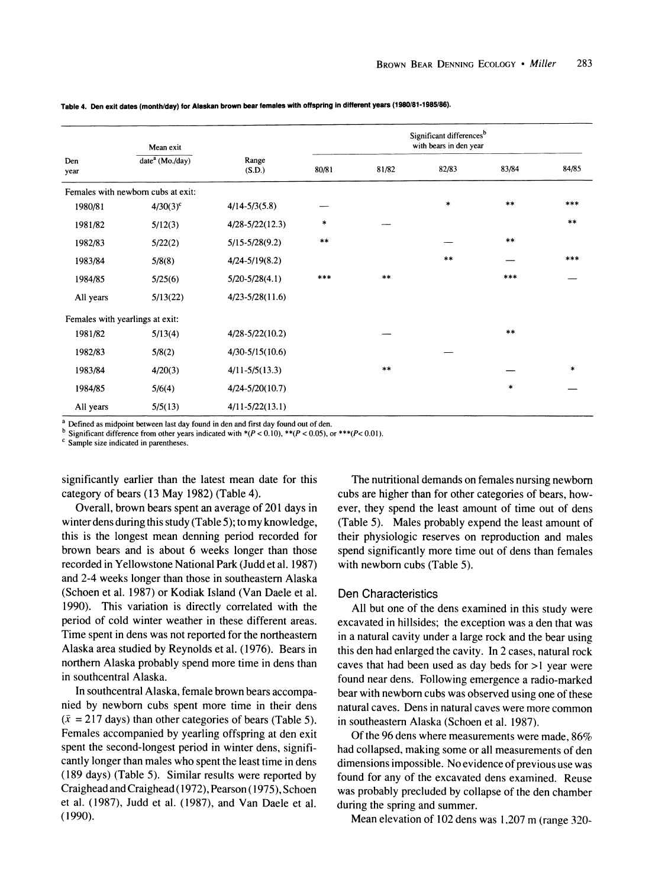**Table 4. Den exit dates (month/day) for Alaskan brown bear females with offspring in different years (1980/81-1985/86).**

| Den year | Mean exit date[a] (Mo./day) | Range (S.D.) | Significant differences[b] with bears in den year | | | | |
|---|---|---|---|---|---|---|---|
| | | | 80/81 | 81/82 | 82/83 | 83/84 | 84/85 |
| Females with newborn cubs at exit: | | | | | | | |
| 1980/81 | 4/30(3)[c] | 4/14-5/3(5.8) | — | | * | ** | *** |
| 1981/82 | 5/12(3) | 4/28-5/22(12.3) | * | — | | | ** |
| 1982/83 | 5/22(2) | 5/15-5/28(9.2) | ** | | — | ** | |
| 1983/84 | 5/8(8) | 4/24-5/19(8.2) | | | ** | — | *** |
| 1984/85 | 5/25(6) | 5/20-5/28(4.1) | *** | ** | | *** | — |
| All years | 5/13(22) | 4/23-5/28(11.6) | | | | | |
| Females with yearlings at exit: | | | | | | | |
| 1981/82 | 5/13(4) | 4/28-5/22(10.2) | | — | | ** | |
| 1982/83 | 5/8(2) | 4/30-5/15(10.6) | | | — | | |
| 1983/84 | 4/20(3) | 4/11-5/5(13.3) | | ** | | — | * |
| 1984/85 | 5/6(4) | 4/24-5/20(10.7) | | | | * | — |
| All years | 5/5(13) | 4/11-5/22(13.1) | | | | | |

[a] Defined as midpoint between last day found in den and first day found out of den.
[b] Significant difference from other years indicated with *($P < 0.10$), **($P < 0.05$), or ***($P < 0.01$).
[c] Sample size indicated in parentheses.

significantly earlier than the latest mean date for this category of bears (13 May 1982) (Table 4).

Overall, brown bears spent an average of 201 days in winter dens during this study (Table 5); to my knowledge, this is the longest mean denning period recorded for brown bears and is about 6 weeks longer than those recorded in Yellowstone National Park (Judd et al. 1987) and 2-4 weeks longer than those in southeastern Alaska (Schoen et al. 1987) or Kodiak Island (Van Daele et al. 1990). This variation is directly correlated with the period of cold winter weather in these different areas. Time spent in dens was not reported for the northeastern Alaska area studied by Reynolds et al. (1976). Bears in northern Alaska probably spend more time in dens than in southcentral Alaska.

In southcentral Alaska, female brown bears accompanied by newborn cubs spent more time in their dens ($\bar{x}$ = 217 days) than other categories of bears (Table 5). Females accompanied by yearling offspring at den exit spent the second-longest period in winter dens, significantly longer than males who spent the least time in dens (189 days) (Table 5). Similar results were reported by Craighead and Craighead (1972), Pearson (1975), Schoen et al. (1987), Judd et al. (1987), and Van Daele et al. (1990).

The nutritional demands on females nursing newborn cubs are higher than for other categories of bears, however, they spend the least amount of time out of dens (Table 5). Males probably expend the least amount of their physiologic reserves on reproduction and males spend significantly more time out of dens than females with newborn cubs (Table 5).

## Den Characteristics

All but one of the dens examined in this study were excavated in hillsides; the exception was a den that was in a natural cavity under a large rock and the bear using this den had enlarged the cavity. In 2 cases, natural rock caves that had been used as day beds for >1 year were found near dens. Following emergence a radio-marked bear with newborn cubs was observed using one of these natural caves. Dens in natural caves were more common in southeastern Alaska (Schoen et al. 1987).

Of the 96 dens where measurements were made, 86% had collapsed, making some or all measurements of den dimensions impossible. No evidence of previous use was found for any of the excavated dens examined. Reuse was probably precluded by collapse of the den chamber during the spring and summer.

Mean elevation of 102 dens was 1,207 m (range 320-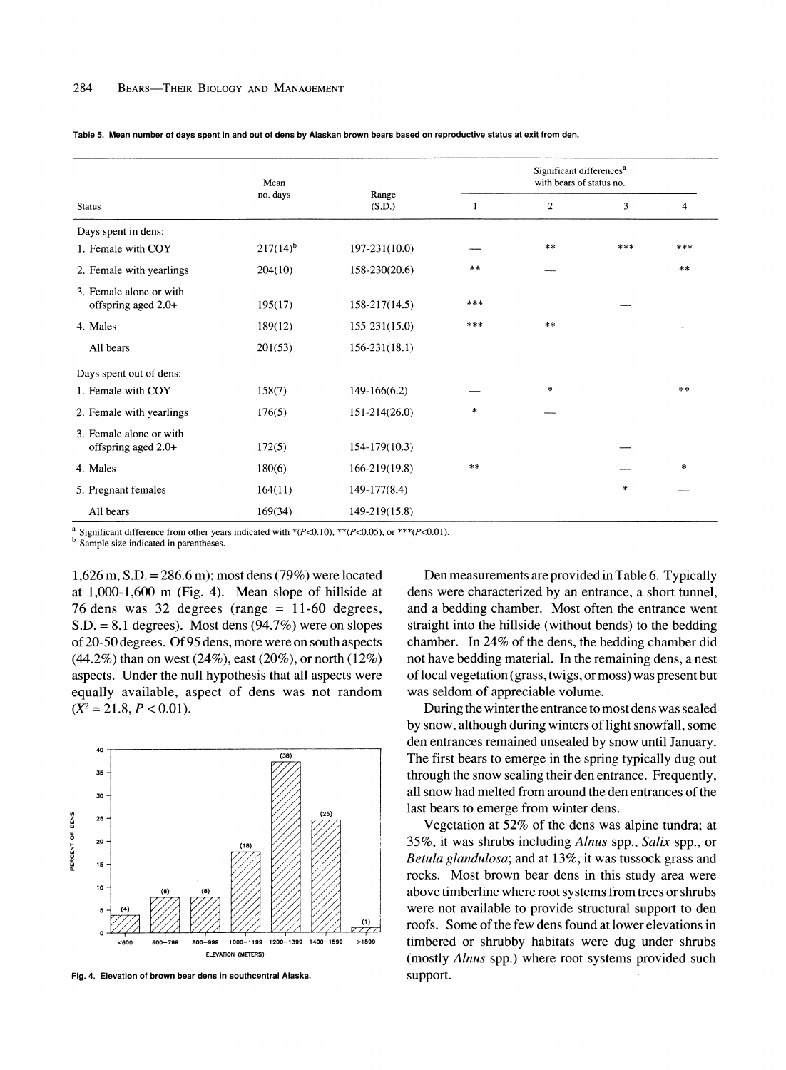**Table 5. Mean number of days spent in and out of dens by Alaskan brown bears based on reproductive status at exit from den.**

| Status | Mean no. days | Range (S.D.) | Significant differences[a] with bears of status no. 1 | 2 | 3 | 4 |
|---|---|---|---|---|---|---|
| Days spent in dens: | | | | | | |
| 1. Female with COY | 217(14)[b] | 197-231(10.0) | — | ** | *** | *** |
| 2. Female with yearlings | 204(10) | 158-230(20.6) | ** | — | | ** |
| 3. Female alone or with offspring aged 2.0+ | 195(17) | 158-217(14.5) | *** | | — | |
| 4. Males | 189(12) | 155-231(15.0) | *** | ** | | — |
| All bears | 201(53) | 156-231(18.1) | | | | |
| Days spent out of dens: | | | | | | |
| 1. Female with COY | 158(7) | 149-166(6.2) | — | * | | ** |
| 2. Female with yearlings | 176(5) | 151-214(26.0) | * | — | | |
| 3. Female alone or with offspring aged 2.0+ | 172(5) | 154-179(10.3) | | | — | |
| 4. Males | 180(6) | 166-219(19.8) | ** | | — | * |
| 5. Pregnant females | 164(11) | 149-177(8.4) | | | * | — |
| All bears | 169(34) | 149-219(15.8) | | | | |

[a] Significant difference from other years indicated with *($P$<0.10), **($P$<0.05), or ***($P$<0.01).
[b] Sample size indicated in parentheses.

1,626 m, S.D. = 286.6 m); most dens (79%) were located at 1,000-1,600 m (Fig. 4). Mean slope of hillside at 76 dens was 32 degrees (range = 11-60 degrees, S.D. = 8.1 degrees). Most dens (94.7%) were on slopes of 20-50 degrees. Of 95 dens, more were on south aspects (44.2%) than on west (24%), east (20%), or north (12%) aspects. Under the null hypothesis that all aspects were equally available, aspect of dens was not random ($X^2 = 21.8$, $P < 0.01$).

PERCENT OF DENS
40
35
30
25
20
15
10
5
0
(4) (8) (8) (18) (38) (25) (1)
<600 600-799 800-999 1000-1199 1200-1399 1400-1599 >1599
ELEVATION (METERS)

Fig. 4. Elevation of brown bear dens in southcentral Alaska.

Den measurements are provided in Table 6. Typically dens were characterized by an entrance, a short tunnel, and a bedding chamber. Most often the entrance went straight into the hillside (without bends) to the bedding chamber. In 24% of the dens, the bedding chamber did not have bedding material. In the remaining dens, a nest of local vegetation (grass, twigs, or moss) was present but was seldom of appreciable volume.

During the winter the entrance to most dens was sealed by snow, although during winters of light snowfall, some den entrances remained unsealed by snow until January. The first bears to emerge in the spring typically dug out through the snow sealing their den entrance. Frequently, all snow had melted from around the den entrances of the last bears to emerge from winter dens.

Vegetation at 52% of the dens was alpine tundra; at 35%, it was shrubs including *Alnus* spp., *Salix* spp., or *Betula glandulosa*; and at 13%, it was tussock grass and rocks. Most brown bear dens in this study area were above timberline where root systems from trees or shrubs were not available to provide structural support to den roofs. Some of the few dens found at lower elevations in timbered or shrubby habitats were dug under shrubs (mostly *Alnus* spp.) where root systems provided such support.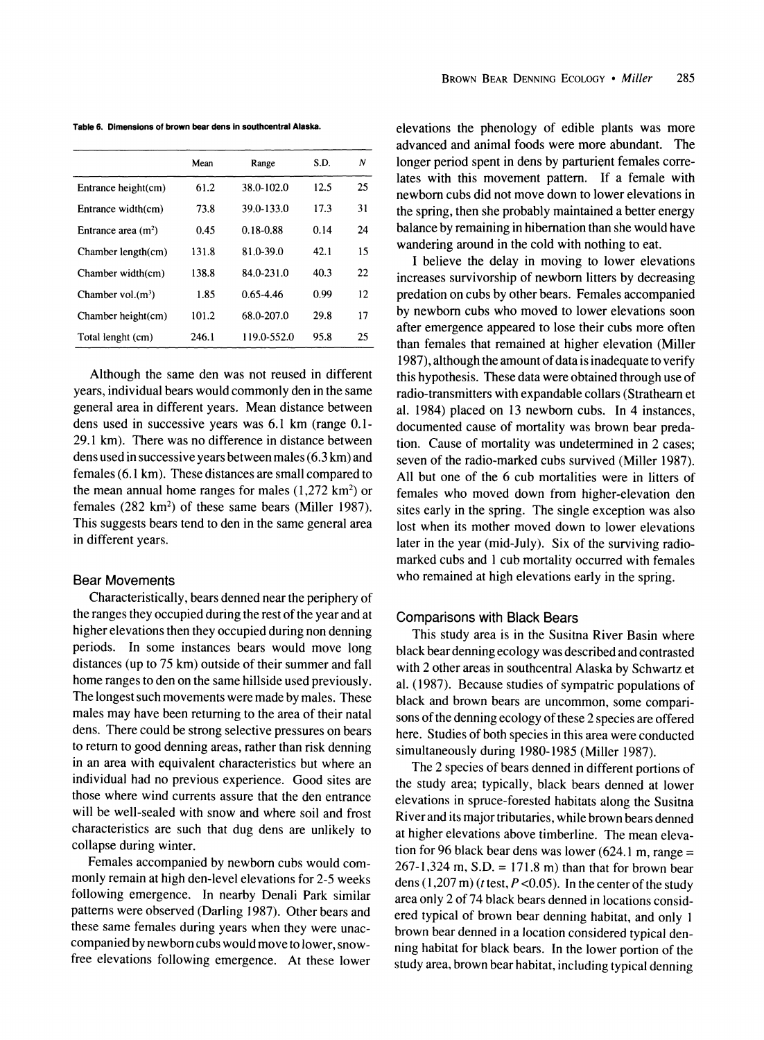**Table 6. Dimensions of brown bear dens in southcentral Alaska.**

| | Mean | Range | S.D. | N |
|---|---|---|---|---|
| Entrance height(cm) | 61.2 | 38.0-102.0 | 12.5 | 25 |
| Entrance width(cm) | 73.8 | 39.0-133.0 | 17.3 | 31 |
| Entrance area ($m^2$) | 0.45 | 0.18-0.88 | 0.14 | 24 |
| Chamber length(cm) | 131.8 | 81.0-39.0 | 42.1 | 15 |
| Chamber width(cm) | 138.8 | 84.0-231.0 | 40.3 | 22 |
| Chamber vol.($m^3$) | 1.85 | 0.65-4.46 | 0.99 | 12 |
| Chamber height(cm) | 101.2 | 68.0-207.0 | 29.8 | 17 |
| Total lenght (cm) | 246.1 | 119.0-552.0 | 95.8 | 25 |

Although the same den was not reused in different years, individual bears would commonly den in the same general area in different years. Mean distance between dens used in successive years was 6.1 km (range 0.1-29.1 km). There was no difference in distance between dens used in successive years between males (6.3 km) and females (6.1 km). These distances are small compared to the mean annual home ranges for males (1,272 $km^2$) or females (282 $km^2$) of these same bears (Miller 1987). This suggests bears tend to den in the same general area in different years.

### Bear Movements

Characteristically, bears denned near the periphery of the ranges they occupied during the rest of the year and at higher elevations then they occupied during non denning periods. In some instances bears would move long distances (up to 75 km) outside of their summer and fall home ranges to den on the same hillside used previously. The longest such movements were made by males. These males may have been returning to the area of their natal dens. There could be strong selective pressures on bears to return to good denning areas, rather than risk denning in an area with equivalent characteristics but where an individual had no previous experience. Good sites are those where wind currents assure that the den entrance will be well-sealed with snow and where soil and frost characteristics are such that dug dens are unlikely to collapse during winter.

Females accompanied by newborn cubs would commonly remain at high den-level elevations for 2-5 weeks following emergence. In nearby Denali Park similar patterns were observed (Darling 1987). Other bears and these same females during years when they were unaccompanied by newborn cubs would move to lower, snow-free elevations following emergence. At these lower elevations the phenology of edible plants was more advanced and animal foods were more abundant. The longer period spent in dens by parturient females correlates with this movement pattern. If a female with newborn cubs did not move down to lower elevations in the spring, then she probably maintained a better energy balance by remaining in hibernation than she would have wandering around in the cold with nothing to eat.

I believe the delay in moving to lower elevations increases survivorship of newborn litters by decreasing predation on cubs by other bears. Females accompanied by newborn cubs who moved to lower elevations soon after emergence appeared to lose their cubs more often than females that remained at higher elevation (Miller 1987), although the amount of data is inadequate to verify this hypothesis. These data were obtained through use of radio-transmitters with expandable collars (Strathearn et al. 1984) placed on 13 newborn cubs. In 4 instances, documented cause of mortality was brown bear predation. Cause of mortality was undetermined in 2 cases; seven of the radio-marked cubs survived (Miller 1987). All but one of the 6 cub mortalities were in litters of females who moved down from higher-elevation den sites early in the spring. The single exception was also lost when its mother moved down to lower elevations later in the year (mid-July). Six of the surviving radio-marked cubs and 1 cub mortality occurred with females who remained at high elevations early in the spring.

### Comparisons with Black Bears

This study area is in the Susitna River Basin where black bear denning ecology was described and contrasted with 2 other areas in southcentral Alaska by Schwartz et al. (1987). Because studies of sympatric populations of black and brown bears are uncommon, some comparisons of the denning ecology of these 2 species are offered here. Studies of both species in this area were conducted simultaneously during 1980-1985 (Miller 1987).

The 2 species of bears denned in different portions of the study area; typically, black bears denned at lower elevations in spruce-forested habitats along the Susitna River and its major tributaries, while brown bears denned at higher elevations above timberline. The mean elevation for 96 black bear dens was lower (624.1 m, range = 267-1,324 m, S.D. = 171.8 m) than that for brown bear dens (1,207 m) ($t$ test, $P < 0.05$). In the center of the study area only 2 of 74 black bears denned in locations considered typical of brown bear denning habitat, and only 1 brown bear denned in a location considered typical denning habitat for black bears. In the lower portion of the study area, brown bear habitat, including typical denning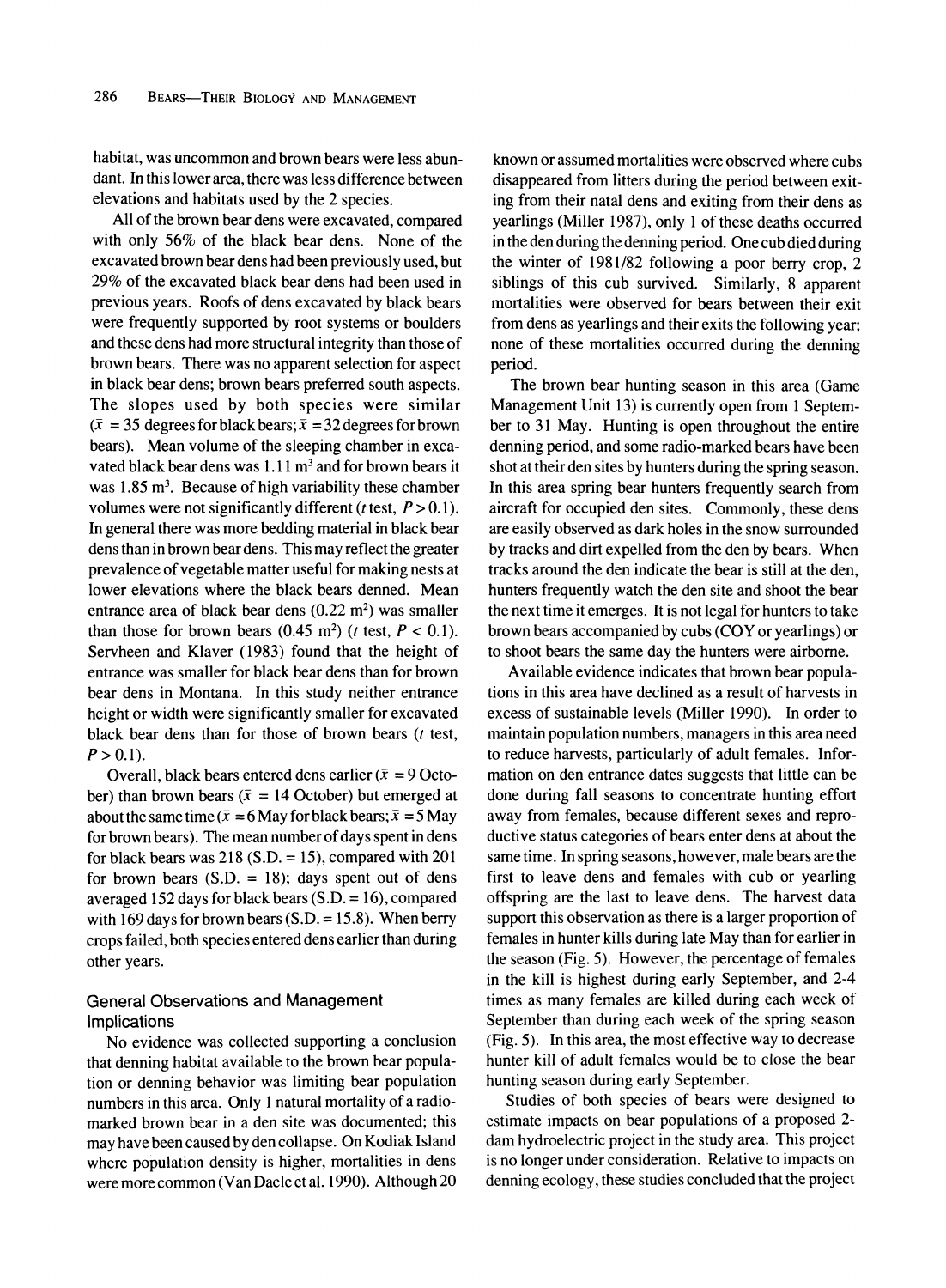habitat, was uncommon and brown bears were less abundant. In this lower area, there was less difference between elevations and habitats used by the 2 species.

All of the brown bear dens were excavated, compared with only 56% of the black bear dens. None of the excavated brown bear dens had been previously used, but 29% of the excavated black bear dens had been used in previous years. Roofs of dens excavated by black bears were frequently supported by root systems or boulders and these dens had more structural integrity than those of brown bears. There was no apparent selection for aspect in black bear dens; brown bears preferred south aspects. The slopes used by both species were similar ($\bar{x}$ = 35 degrees for black bears; $\bar{x}$ = 32 degrees for brown bears). Mean volume of the sleeping chamber in excavated black bear dens was 1.11 $m^3$ and for brown bears it was 1.85 $m^3$. Because of high variability these chamber volumes were not significantly different ($t$ test, $P > 0.1$). In general there was more bedding material in black bear dens than in brown bear dens. This may reflect the greater prevalence of vegetable matter useful for making nests at lower elevations where the black bears denned. Mean entrance area of black bear dens (0.22 $m^2$) was smaller than those for brown bears (0.45 $m^2$) ($t$ test, $P < 0.1$). Servheen and Klaver (1983) found that the height of entrance was smaller for black bear dens than for brown bear dens in Montana. In this study neither entrance height or width were significantly smaller for excavated black bear dens than for those of brown bears ($t$ test, $P > 0.1$).

Overall, black bears entered dens earlier ($\bar{x}$ = 9 October) than brown bears ($\bar{x}$ = 14 October) but emerged at about the same time ($\bar{x}$ = 6 May for black bears; $\bar{x}$ = 5 May for brown bears). The mean number of days spent in dens for black bears was 218 (S.D. = 15), compared with 201 for brown bears (S.D. = 18); days spent out of dens averaged 152 days for black bears (S.D. = 16), compared with 169 days for brown bears (S.D. = 15.8). When berry crops failed, both species entered dens earlier than during other years.

## General Observations and Management Implications

No evidence was collected supporting a conclusion that denning habitat available to the brown bear population or denning behavior was limiting bear population numbers in this area. Only 1 natural mortality of a radio-marked brown bear in a den site was documented; this may have been caused by den collapse. On Kodiak Island where population density is higher, mortalities in dens were more common (Van Daele et al. 1990). Although 20 known or assumed mortalities were observed where cubs disappeared from litters during the period between exiting from their natal dens and exiting from their dens as yearlings (Miller 1987), only 1 of these deaths occurred in the den during the denning period. One cub died during the winter of 1981/82 following a poor berry crop, 2 siblings of this cub survived. Similarly, 8 apparent mortalities were observed for bears between their exit from dens as yearlings and their exits the following year; none of these mortalities occurred during the denning period.

The brown bear hunting season in this area (Game Management Unit 13) is currently open from 1 September to 31 May. Hunting is open throughout the entire denning period, and some radio-marked bears have been shot at their den sites by hunters during the spring season. In this area spring bear hunters frequently search from aircraft for occupied den sites. Commonly, these dens are easily observed as dark holes in the snow surrounded by tracks and dirt expelled from the den by bears. When tracks around the den indicate the bear is still at the den, hunters frequently watch the den site and shoot the bear the next time it emerges. It is not legal for hunters to take brown bears accompanied by cubs (COY or yearlings) or to shoot bears the same day the hunters were airborne.

Available evidence indicates that brown bear populations in this area have declined as a result of harvests in excess of sustainable levels (Miller 1990). In order to maintain population numbers, managers in this area need to reduce harvests, particularly of adult females. Information on den entrance dates suggests that little can be done during fall seasons to concentrate hunting effort away from females, because different sexes and reproductive status categories of bears enter dens at about the same time. In spring seasons, however, male bears are the first to leave dens and females with cub or yearling offspring are the last to leave dens. The harvest data support this observation as there is a larger proportion of females in hunter kills during late May than for earlier in the season (Fig. 5). However, the percentage of females in the kill is highest during early September, and 2-4 times as many females are killed during each week of September than during each week of the spring season (Fig. 5). In this area, the most effective way to decrease hunter kill of adult females would be to close the bear hunting season during early September.

Studies of both species of bears were designed to estimate impacts on bear populations of a proposed 2-dam hydroelectric project in the study area. This project is no longer under consideration. Relative to impacts on denning ecology, these studies concluded that the project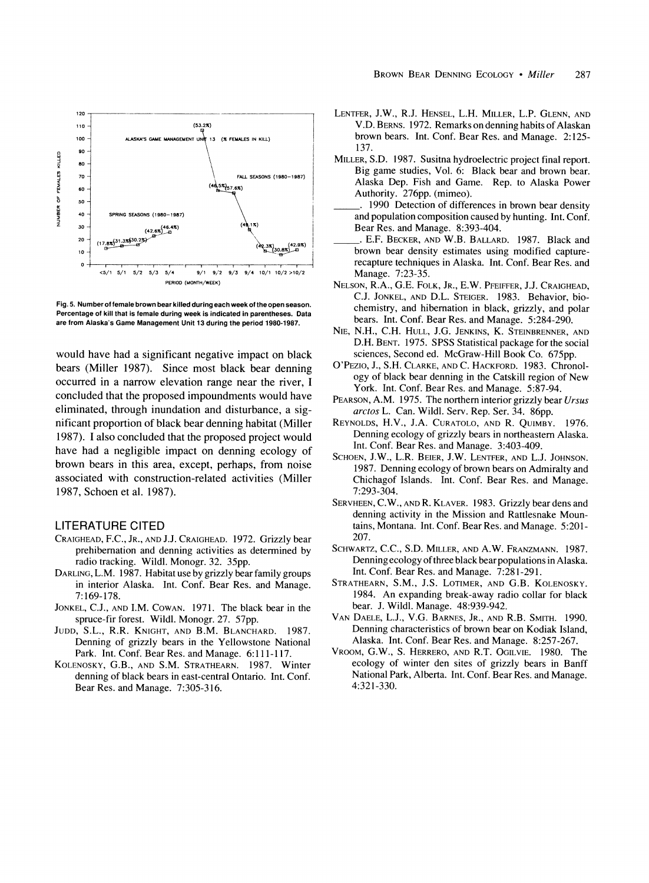120
110
100
90
80
70
60
50
40
30
20
10
0

NUMBER OF FEMALES KILLED

ALASKA'S GAME MANAGEMENT UNIT 13 (% FEMALES IN KILL)

SPRING SEASONS (1980-1987)

FALL SEASONS (1980-1987)

(17.8%) (31.3%) (30.2%) (42.6%) (46.4%) (53.2%) (46.5%) (57.6%) (49.1%) (42.3%) (30.8%) (42.9%)

<5/1 5/1 5/2 5/3 5/4 9/1 9/2 9/3 9/4 10/1 10/2 >10/2

PERIOD (MONTH/WEEK)

**Fig. 5. Number of female brown bear killed during each week of the open season. Percentage of kill that is female during week is indicated in parentheses. Data are from Alaska's Game Management Unit 13 during the period 1980-1987.**

would have had a significant negative impact on black bears (Miller 1987). Since most black bear denning occurred in a narrow elevation range near the river, I concluded that the proposed impoundments would have eliminated, through inundation and disturbance, a significant proportion of black bear denning habitat (Miller 1987). I also concluded that the proposed project would have had a negligible impact on denning ecology of brown bears in this area, except, perhaps, from noise associated with construction-related activities (Miller 1987, Schoen et al. 1987).

## LITERATURE CITED

CRAIGHEAD, F.C., JR., AND J.J. CRAIGHEAD. 1972. Grizzly bear prehibernation and denning activities as determined by radio tracking. Wildl. Monogr. 32. 35pp.

DARLING, L.M. 1987. Habitat use by grizzly bear family groups in interior Alaska. Int. Conf. Bear Res. and Manage. 7:169-178.

JONKEL, C.J., AND I.M. COWAN. 1971. The black bear in the spruce-fir forest. Wildl. Monogr. 27. 57pp.

JUDD, S.L., R.R. KNIGHT, AND B.M. BLANCHARD. 1987. Denning of grizzly bears in the Yellowstone National Park. Int. Conf. Bear Res. and Manage. 6:111-117.

KOLENOSKY, G.B., AND S.M. STRATHEARN. 1987. Winter denning of black bears in east-central Ontario. Int. Conf. Bear Res. and Manage. 7:305-316.

LENTFER, J.W., R.J. HENSEL, L.H. MILLER, L.P. GLENN, AND V.D. BERNS. 1972. Remarks on denning habits of Alaskan brown bears. Int. Conf. Bear Res. and Manage. 2:125-137.

MILLER, S.D. 1987. Susitna hydroelectric project final report. Big game studies, Vol. 6: Black bear and brown bear. Alaska Dep. Fish and Game. Rep. to Alaska Power Authority. 276pp. (mimeo).

\_\_\_\_\_. 1990 Detection of differences in brown bear density and population composition caused by hunting. Int. Conf. Bear Res. and Manage. 8:393-404.

\_\_\_\_\_, E.F. BECKER, AND W.B. BALLARD. 1987. Black and brown bear density estimates using modified capture-recapture techniques in Alaska. Int. Conf. Bear Res. and Manage. 7:23-35.

NELSON, R.A., G.E. FOLK, JR., E.W. PFEIFFER, J.J. CRAIGHEAD, C.J. JONKEL, AND D.L. STEIGER. 1983. Behavior, biochemistry, and hibernation in black, grizzly, and polar bears. Int. Conf. Bear Res. and Manage. 5:284-290.

NIE, N.H., C.H. HULL, J.G. JENKINS, K. STEINBRENNER, AND D.H. BENT. 1975. SPSS Statistical package for the social sciences, Second ed. McGraw-Hill Book Co. 675pp.

O'PEZIO, J., S.H. CLARKE, AND C. HACKFORD. 1983. Chronology of black bear denning in the Catskill region of New York. Int. Conf. Bear Res. and Manage. 5:87-94.

PEARSON, A.M. 1975. The northern interior grizzly bear *Ursus arctos* L. Can. Wildl. Serv. Rep. Ser. 34. 86pp.

REYNOLDS, H.V., J.A. CURATOLO, AND R. QUIMBY. 1976. Denning ecology of grizzly bears in northeastern Alaska. Int. Conf. Bear Res. and Manage. 3:403-409.

SCHOEN, J.W., L.R. BEIER, J.W. LENTFER, AND L.J. JOHNSON. 1987. Denning ecology of brown bears on Admiralty and Chichagof Islands. Int. Conf. Bear Res. and Manage. 7:293-304.

SERVHEEN, C.W., AND R. KLAVER. 1983. Grizzly bear dens and denning activity in the Mission and Rattlesnake Mountains, Montana. Int. Conf. Bear Res. and Manage. 5:201-207.

SCHWARTZ, C.C., S.D. MILLER, AND A.W. FRANZMANN. 1987. Denning ecology of three black bear populations in Alaska. Int. Conf. Bear Res. and Manage. 7:281-291.

STRATHEARN, S.M., J.S. LOTIMER, AND G.B. KOLENOSKY. 1984. An expanding break-away radio collar for black bear. J. Wildl. Manage. 48:939-942.

VAN DAELE, L.J., V.G. BARNES, JR., AND R.B. SMITH. 1990. Denning characteristics of brown bear on Kodiak Island, Alaska. Int. Conf. Bear Res. and Manage. 8:257-267.

VROOM, G.W., S. HERRERO, AND R.T. OGILVIE. 1980. The ecology of winter den sites of grizzly bears in Banff National Park, Alberta. Int. Conf. Bear Res. and Manage. 4:321-330.